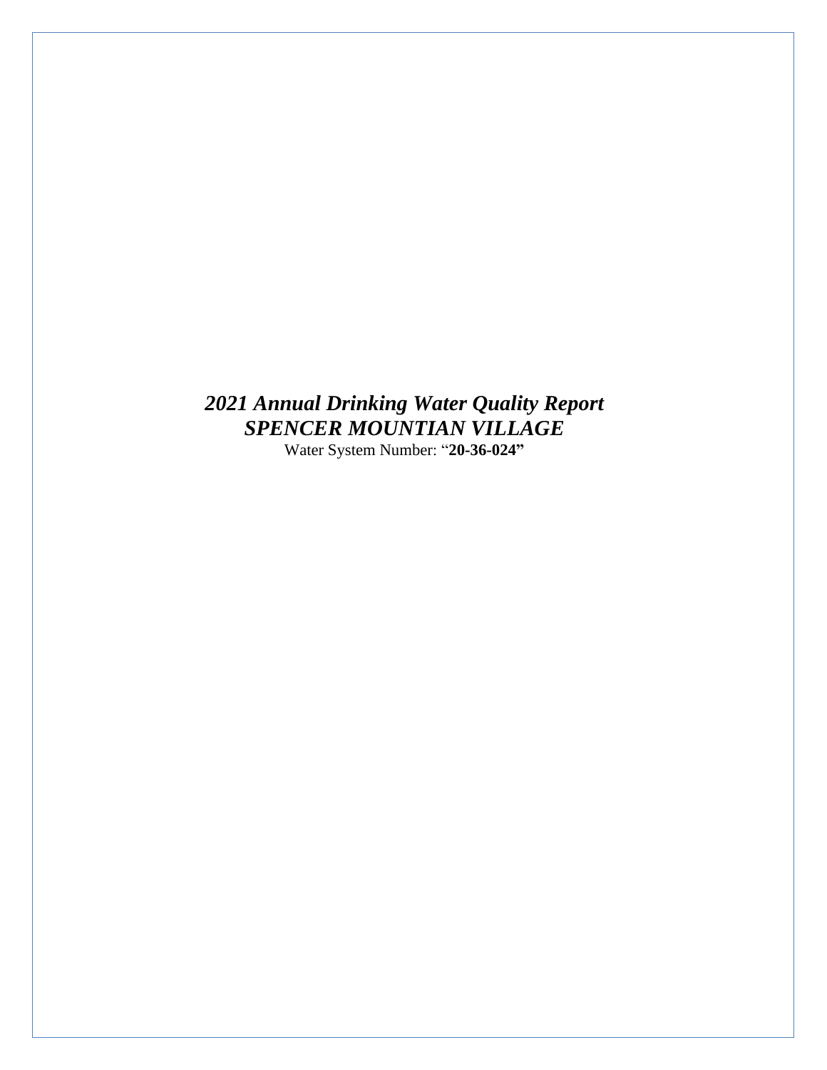# *2021 Annual Drinking Water Quality Report*
# *SPENCER MOUNTIAN VILLAGE*

Water System Number: "**20-36-024"**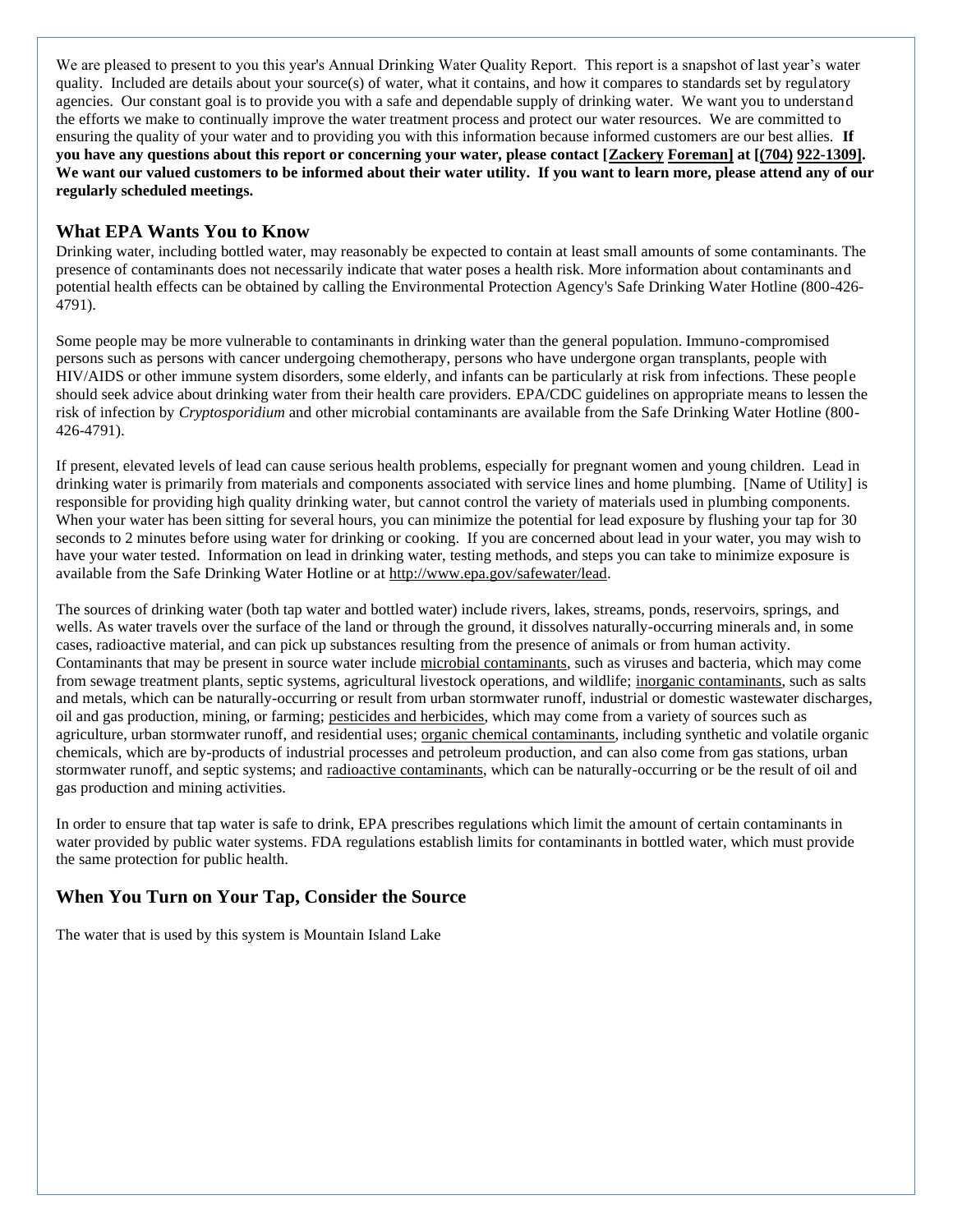We are pleased to present to you this year's Annual Drinking Water Quality Report. This report is a snapshot of last year's water quality. Included are details about your source(s) of water, what it contains, and how it compares to standards set by regulatory agencies. Our constant goal is to provide you with a safe and dependable supply of drinking water. We want you to understand the efforts we make to continually improve the water treatment process and protect our water resources. We are committed to ensuring the quality of your water and to providing you with this information because informed customers are our best allies. **If you have any questions about this report or concerning your water, please contact [Zackery Foreman] at [(704) 922-1309]. We want our valued customers to be informed about their water utility. If you want to learn more, please attend any of our regularly scheduled meetings.**

## What EPA Wants You to Know

Drinking water, including bottled water, may reasonably be expected to contain at least small amounts of some contaminants. The presence of contaminants does not necessarily indicate that water poses a health risk. More information about contaminants and potential health effects can be obtained by calling the Environmental Protection Agency's Safe Drinking Water Hotline (800-426-4791).

Some people may be more vulnerable to contaminants in drinking water than the general population. Immuno-compromised persons such as persons with cancer undergoing chemotherapy, persons who have undergone organ transplants, people with HIV/AIDS or other immune system disorders, some elderly, and infants can be particularly at risk from infections. These people should seek advice about drinking water from their health care providers. EPA/CDC guidelines on appropriate means to lessen the risk of infection by *Cryptosporidium* and other microbial contaminants are available from the Safe Drinking Water Hotline (800-426-4791).

If present, elevated levels of lead can cause serious health problems, especially for pregnant women and young children. Lead in drinking water is primarily from materials and components associated with service lines and home plumbing. [Name of Utility] is responsible for providing high quality drinking water, but cannot control the variety of materials used in plumbing components. When your water has been sitting for several hours, you can minimize the potential for lead exposure by flushing your tap for 30 seconds to 2 minutes before using water for drinking or cooking. If you are concerned about lead in your water, you may wish to have your water tested. Information on lead in drinking water, testing methods, and steps you can take to minimize exposure is available from the Safe Drinking Water Hotline or at http://www.epa.gov/safewater/lead.

The sources of drinking water (both tap water and bottled water) include rivers, lakes, streams, ponds, reservoirs, springs, and wells. As water travels over the surface of the land or through the ground, it dissolves naturally-occurring minerals and, in some cases, radioactive material, and can pick up substances resulting from the presence of animals or from human activity. Contaminants that may be present in source water include microbial contaminants, such as viruses and bacteria, which may come from sewage treatment plants, septic systems, agricultural livestock operations, and wildlife; inorganic contaminants, such as salts and metals, which can be naturally-occurring or result from urban stormwater runoff, industrial or domestic wastewater discharges, oil and gas production, mining, or farming; pesticides and herbicides, which may come from a variety of sources such as agriculture, urban stormwater runoff, and residential uses; organic chemical contaminants, including synthetic and volatile organic chemicals, which are by-products of industrial processes and petroleum production, and can also come from gas stations, urban stormwater runoff, and septic systems; and radioactive contaminants, which can be naturally-occurring or be the result of oil and gas production and mining activities.

In order to ensure that tap water is safe to drink, EPA prescribes regulations which limit the amount of certain contaminants in water provided by public water systems. FDA regulations establish limits for contaminants in bottled water, which must provide the same protection for public health.

## When You Turn on Your Tap, Consider the Source

The water that is used by this system is Mountain Island Lake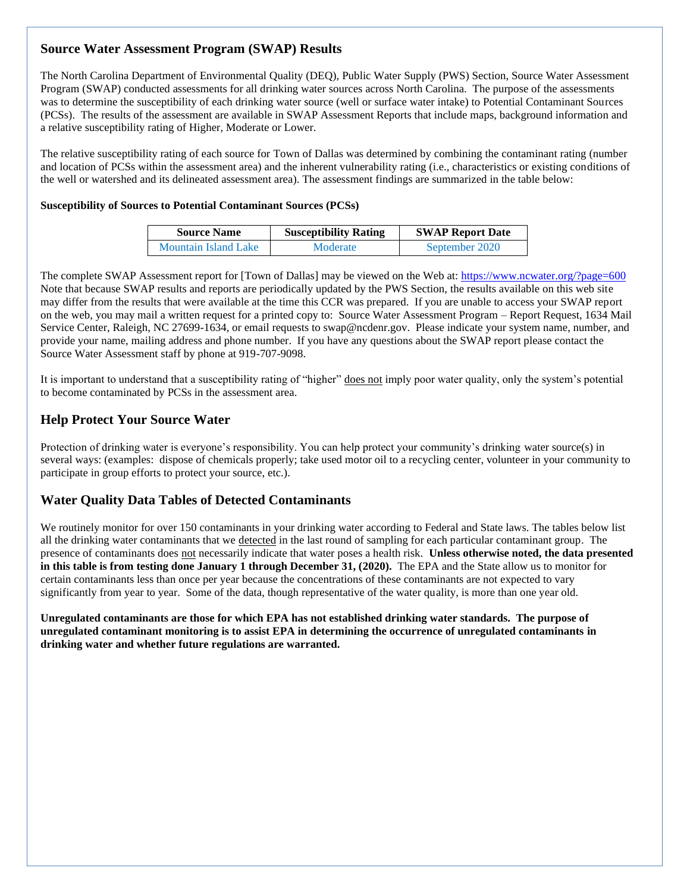## Source Water Assessment Program (SWAP) Results

The North Carolina Department of Environmental Quality (DEQ), Public Water Supply (PWS) Section, Source Water Assessment Program (SWAP) conducted assessments for all drinking water sources across North Carolina. The purpose of the assessments was to determine the susceptibility of each drinking water source (well or surface water intake) to Potential Contaminant Sources (PCSs). The results of the assessment are available in SWAP Assessment Reports that include maps, background information and a relative susceptibility rating of Higher, Moderate or Lower.

The relative susceptibility rating of each source for Town of Dallas was determined by combining the contaminant rating (number and location of PCSs within the assessment area) and the inherent vulnerability rating (i.e., characteristics or existing conditions of the well or watershed and its delineated assessment area). The assessment findings are summarized in the table below:

**Susceptibility of Sources to Potential Contaminant Sources (PCSs)**

| Source Name | Susceptibility Rating | SWAP Report Date |
|---|---|---|
| Mountain Island Lake | Moderate | September 2020 |

The complete SWAP Assessment report for [Town of Dallas] may be viewed on the Web at: https://www.ncwater.org/?page=600 Note that because SWAP results and reports are periodically updated by the PWS Section, the results available on this web site may differ from the results that were available at the time this CCR was prepared. If you are unable to access your SWAP report on the web, you may mail a written request for a printed copy to: Source Water Assessment Program – Report Request, 1634 Mail Service Center, Raleigh, NC 27699-1634, or email requests to swap@ncdenr.gov. Please indicate your system name, number, and provide your name, mailing address and phone number. If you have any questions about the SWAP report please contact the Source Water Assessment staff by phone at 919-707-9098.

It is important to understand that a susceptibility rating of "higher" does not imply poor water quality, only the system's potential to become contaminated by PCSs in the assessment area.

## Help Protect Your Source Water

Protection of drinking water is everyone's responsibility. You can help protect your community's drinking water source(s) in several ways: (examples: dispose of chemicals properly; take used motor oil to a recycling center, volunteer in your community to participate in group efforts to protect your source, etc.).

## Water Quality Data Tables of Detected Contaminants

We routinely monitor for over 150 contaminants in your drinking water according to Federal and State laws. The tables below list all the drinking water contaminants that we detected in the last round of sampling for each particular contaminant group. The presence of contaminants does not necessarily indicate that water poses a health risk. **Unless otherwise noted, the data presented in this table is from testing done January 1 through December 31, (2020).** The EPA and the State allow us to monitor for certain contaminants less than once per year because the concentrations of these contaminants are not expected to vary significantly from year to year. Some of the data, though representative of the water quality, is more than one year old.

**Unregulated contaminants are those for which EPA has not established drinking water standards. The purpose of unregulated contaminant monitoring is to assist EPA in determining the occurrence of unregulated contaminants in drinking water and whether future regulations are warranted.**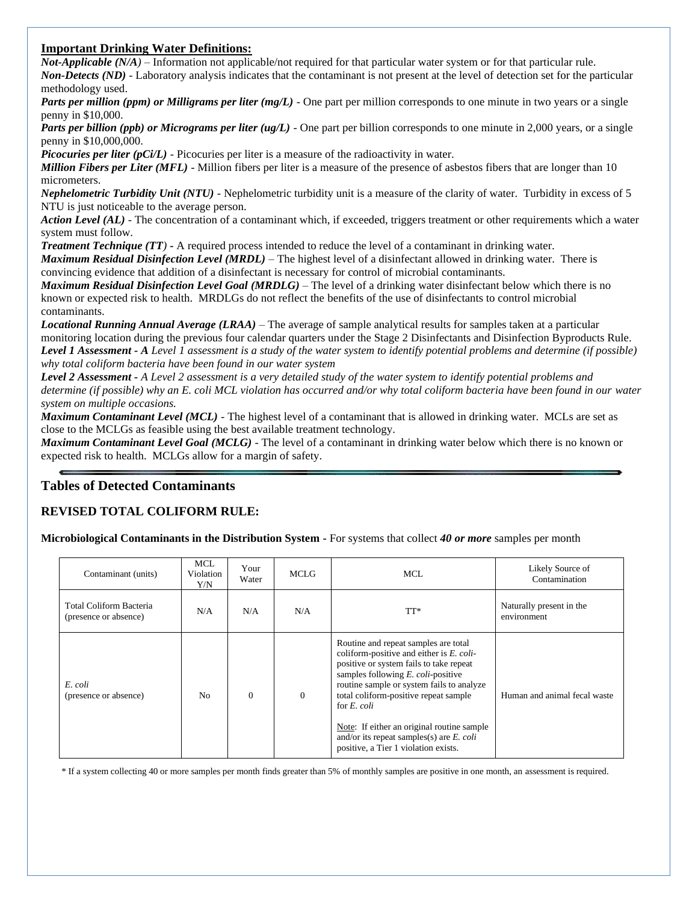**Important Drinking Water Definitions:**

***Not-Applicable (N/A)*** – Information not applicable/not required for that particular water system or for that particular rule.

***Non-Detects (ND)*** - Laboratory analysis indicates that the contaminant is not present at the level of detection set for the particular methodology used.

***Parts per million (ppm) or Milligrams per liter (mg/L)*** - One part per million corresponds to one minute in two years or a single penny in $10,000.

***Parts per billion (ppb) or Micrograms per liter (ug/L)*** - One part per billion corresponds to one minute in 2,000 years, or a single penny in $10,000,000.

***Picocuries per liter (pCi/L)*** - Picocuries per liter is a measure of the radioactivity in water.

***Million Fibers per Liter (MFL)*** - Million fibers per liter is a measure of the presence of asbestos fibers that are longer than 10 micrometers.

***Nephelometric Turbidity Unit (NTU)*** - Nephelometric turbidity unit is a measure of the clarity of water. Turbidity in excess of 5 NTU is just noticeable to the average person.

***Action Level (AL)*** - The concentration of a contaminant which, if exceeded, triggers treatment or other requirements which a water system must follow.

***Treatment Technique (TT)*** - A required process intended to reduce the level of a contaminant in drinking water.

***Maximum Residual Disinfection Level (MRDL)*** – The highest level of a disinfectant allowed in drinking water. There is convincing evidence that addition of a disinfectant is necessary for control of microbial contaminants.

***Maximum Residual Disinfection Level Goal (MRDLG)*** – The level of a drinking water disinfectant below which there is no known or expected risk to health. MRDLGs do not reflect the benefits of the use of disinfectants to control microbial contaminants.

***Locational Running Annual Average (LRAA)*** – The average of sample analytical results for samples taken at a particular monitoring location during the previous four calendar quarters under the Stage 2 Disinfectants and Disinfection Byproducts Rule.

***Level 1 Assessment - A*** *Level 1 assessment is a study of the water system to identify potential problems and determine (if possible) why total coliform bacteria have been found in our water system*

***Level 2 Assessment -*** *A Level 2 assessment is a very detailed study of the water system to identify potential problems and determine (if possible) why an E. coli MCL violation has occurred and/or why total coliform bacteria have been found in our water system on multiple occasions.*

***Maximum Contaminant Level (MCL)*** - The highest level of a contaminant that is allowed in drinking water. MCLs are set as close to the MCLGs as feasible using the best available treatment technology.

***Maximum Contaminant Level Goal (MCLG)*** - The level of a contaminant in drinking water below which there is no known or expected risk to health. MCLGs allow for a margin of safety.

## Tables of Detected Contaminants

### REVISED TOTAL COLIFORM RULE:

**Microbiological Contaminants in the Distribution System -** For systems that collect ***40 or more*** samples per month

| Contaminant (units) | MCL Violation Y/N | Your Water | MCLG | MCL | Likely Source of Contamination |
|---|---|---|---|---|---|
| Total Coliform Bacteria (presence or absence) | N/A | N/A | N/A | TT* | Naturally present in the environment |
| *E. coli* (presence or absence) | No | 0 | 0 | Routine and repeat samples are total coliform-positive and either is *E. coli*-positive or system fails to take repeat samples following *E. coli*-positive routine sample or system fails to analyze total coliform-positive repeat sample for *E. coli*<br><br>Note: If either an original routine sample and/or its repeat samples(s) are *E. coli* positive, a Tier 1 violation exists. | Human and animal fecal waste |

\* If a system collecting 40 or more samples per month finds greater than 5% of monthly samples are positive in one month, an assessment is required.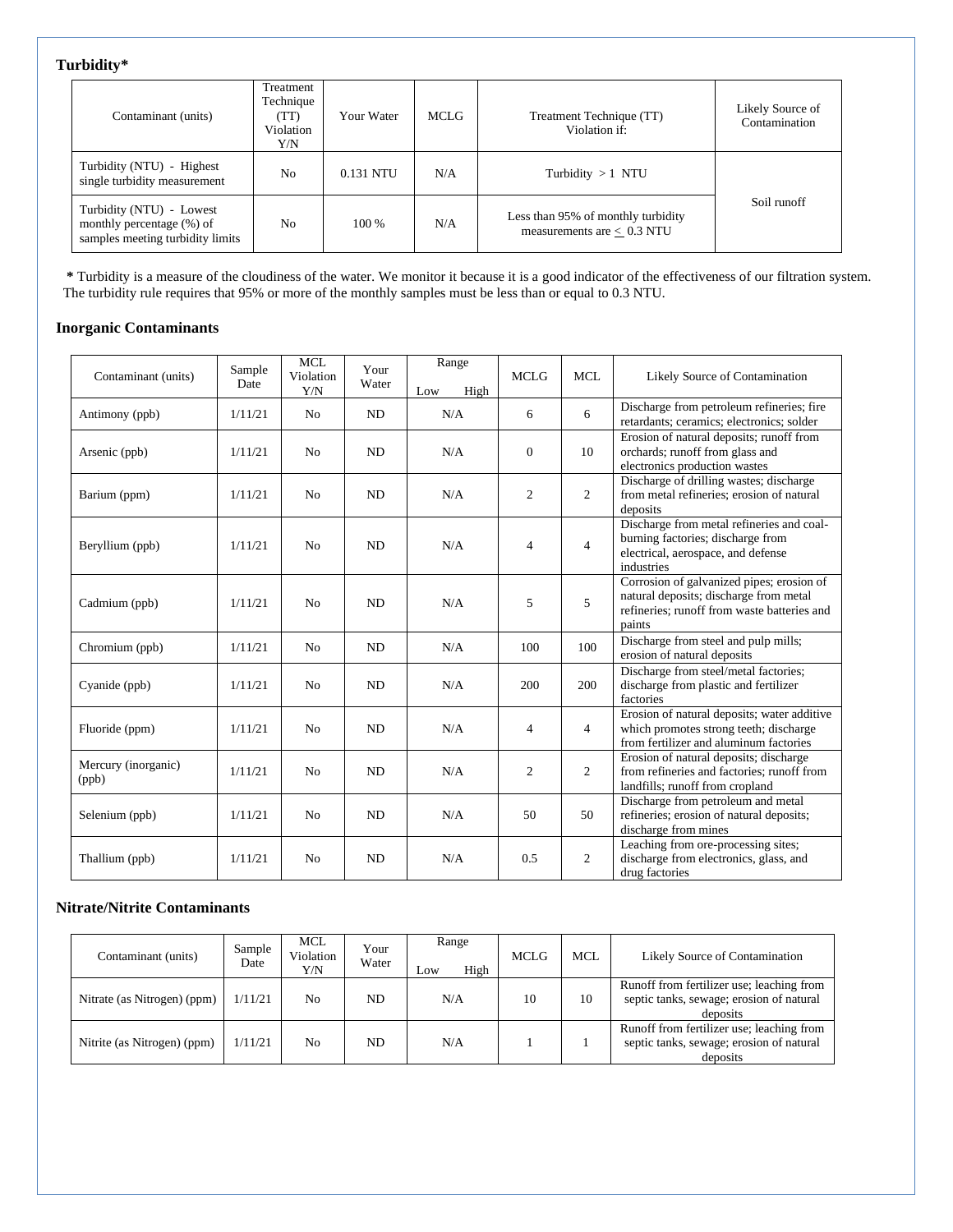### Turbidity*

| Contaminant (units) | Treatment Technique (TT) Violation Y/N | Your Water | MCLG | Treatment Technique (TT) Violation if: | Likely Source of Contamination |
|---|---|---|---|---|---|
| Turbidity (NTU) - Highest single turbidity measurement | No | 0.131 NTU | N/A | Turbidity > 1 NTU | Soil runoff |
| Turbidity (NTU) - Lowest monthly percentage (%) of samples meeting turbidity limits | No | 100 % | N/A | Less than 95% of monthly turbidity measurements are ≤ 0.3 NTU | |

**\*** Turbidity is a measure of the cloudiness of the water. We monitor it because it is a good indicator of the effectiveness of our filtration system. The turbidity rule requires that 95% or more of the monthly samples must be less than or equal to 0.3 NTU.

### Inorganic Contaminants

| Contaminant (units) | Sample Date | MCL Violation Y/N | Your Water | Range Low High | MCLG | MCL | Likely Source of Contamination |
|---|---|---|---|---|---|---|---|
| Antimony (ppb) | 1/11/21 | No | ND | N/A | 6 | 6 | Discharge from petroleum refineries; fire retardants; ceramics; electronics; solder |
| Arsenic (ppb) | 1/11/21 | No | ND | N/A | 0 | 10 | Erosion of natural deposits; runoff from orchards; runoff from glass and electronics production wastes |
| Barium (ppm) | 1/11/21 | No | ND | N/A | 2 | 2 | Discharge of drilling wastes; discharge from metal refineries; erosion of natural deposits |
| Beryllium (ppb) | 1/11/21 | No | ND | N/A | 4 | 4 | Discharge from metal refineries and coal-burning factories; discharge from electrical, aerospace, and defense industries |
| Cadmium (ppb) | 1/11/21 | No | ND | N/A | 5 | 5 | Corrosion of galvanized pipes; erosion of natural deposits; discharge from metal refineries; runoff from waste batteries and paints |
| Chromium (ppb) | 1/11/21 | No | ND | N/A | 100 | 100 | Discharge from steel and pulp mills; erosion of natural deposits |
| Cyanide (ppb) | 1/11/21 | No | ND | N/A | 200 | 200 | Discharge from steel/metal factories; discharge from plastic and fertilizer factories |
| Fluoride (ppm) | 1/11/21 | No | ND | N/A | 4 | 4 | Erosion of natural deposits; water additive which promotes strong teeth; discharge from fertilizer and aluminum factories |
| Mercury (inorganic) (ppb) | 1/11/21 | No | ND | N/A | 2 | 2 | Erosion of natural deposits; discharge from refineries and factories; runoff from landfills; runoff from cropland |
| Selenium (ppb) | 1/11/21 | No | ND | N/A | 50 | 50 | Discharge from petroleum and metal refineries; erosion of natural deposits; discharge from mines |
| Thallium (ppb) | 1/11/21 | No | ND | N/A | 0.5 | 2 | Leaching from ore-processing sites; discharge from electronics, glass, and drug factories |

### Nitrate/Nitrite Contaminants

| Contaminant (units) | Sample Date | MCL Violation Y/N | Your Water | Range Low High | MCLG | MCL | Likely Source of Contamination |
|---|---|---|---|---|---|---|---|
| Nitrate (as Nitrogen) (ppm) | 1/11/21 | No | ND | N/A | 10 | 10 | Runoff from fertilizer use; leaching from septic tanks, sewage; erosion of natural deposits |
| Nitrite (as Nitrogen) (ppm) | 1/11/21 | No | ND | N/A | 1 | 1 | Runoff from fertilizer use; leaching from septic tanks, sewage; erosion of natural deposits |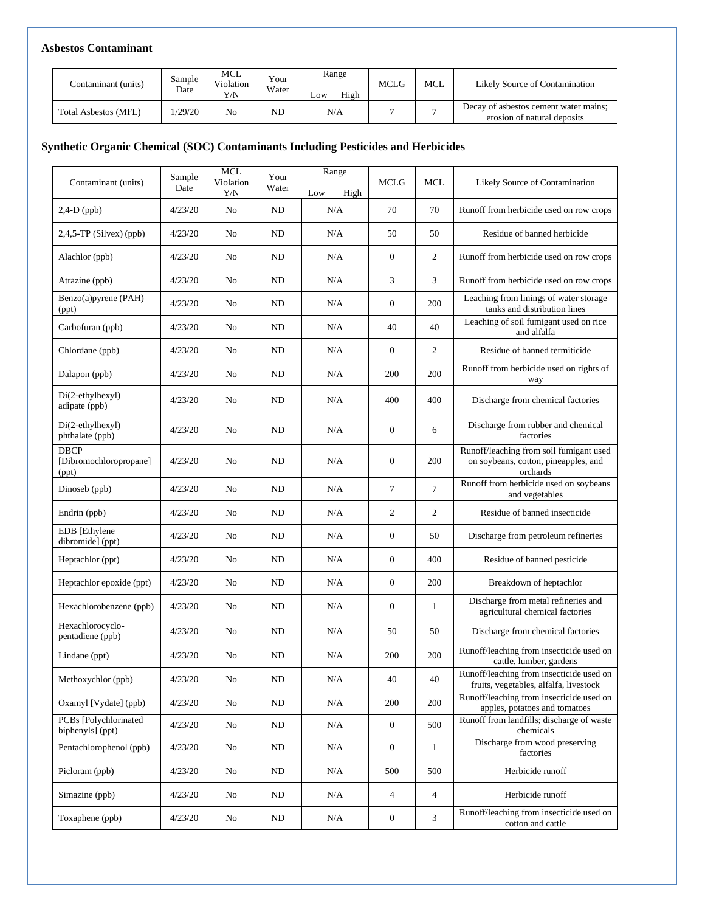### Asbestos Contaminant

| Contaminant (units) | Sample Date | MCL Violation Y/N | Your Water | Range Low | High | MCLG | MCL | Likely Source of Contamination |
|---|---|---|---|---|---|---|---|---|
| Total Asbestos (MFL) | 1/29/20 | No | ND | N/A | | 7 | 7 | Decay of asbestos cement water mains; erosion of natural deposits |

### Synthetic Organic Chemical (SOC) Contaminants Including Pesticides and Herbicides

| Contaminant (units) | Sample Date | MCL Violation Y/N | Your Water | Range Low | High | MCLG | MCL | Likely Source of Contamination |
|---|---|---|---|---|---|---|---|---|
| 2,4-D (ppb) | 4/23/20 | No | ND | N/A | | 70 | 70 | Runoff from herbicide used on row crops |
| 2,4,5-TP (Silvex) (ppb) | 4/23/20 | No | ND | N/A | | 50 | 50 | Residue of banned herbicide |
| Alachlor (ppb) | 4/23/20 | No | ND | N/A | | 0 | 2 | Runoff from herbicide used on row crops |
| Atrazine (ppb) | 4/23/20 | No | ND | N/A | | 3 | 3 | Runoff from herbicide used on row crops |
| Benzo(a)pyrene (PAH) (ppt) | 4/23/20 | No | ND | N/A | | 0 | 200 | Leaching from linings of water storage tanks and distribution lines |
| Carbofuran (ppb) | 4/23/20 | No | ND | N/A | | 40 | 40 | Leaching of soil fumigant used on rice and alfalfa |
| Chlordane (ppb) | 4/23/20 | No | ND | N/A | | 0 | 2 | Residue of banned termiticide |
| Dalapon (ppb) | 4/23/20 | No | ND | N/A | | 200 | 200 | Runoff from herbicide used on rights of way |
| Di(2-ethylhexyl) adipate (ppb) | 4/23/20 | No | ND | N/A | | 400 | 400 | Discharge from chemical factories |
| Di(2-ethylhexyl) phthalate (ppb) | 4/23/20 | No | ND | N/A | | 0 | 6 | Discharge from rubber and chemical factories |
| DBCP [Dibromochloropropane] (ppt) | 4/23/20 | No | ND | N/A | | 0 | 200 | Runoff/leaching from soil fumigant used on soybeans, cotton, pineapples, and orchards |
| Dinoseb (ppb) | 4/23/20 | No | ND | N/A | | 7 | 7 | Runoff from herbicide used on soybeans and vegetables |
| Endrin (ppb) | 4/23/20 | No | ND | N/A | | 2 | 2 | Residue of banned insecticide |
| EDB [Ethylene dibromide] (ppt) | 4/23/20 | No | ND | N/A | | 0 | 50 | Discharge from petroleum refineries |
| Heptachlor (ppt) | 4/23/20 | No | ND | N/A | | 0 | 400 | Residue of banned pesticide |
| Heptachlor epoxide (ppt) | 4/23/20 | No | ND | N/A | | 0 | 200 | Breakdown of heptachlor |
| Hexachlorobenzene (ppb) | 4/23/20 | No | ND | N/A | | 0 | 1 | Discharge from metal refineries and agricultural chemical factories |
| Hexachlorocyclo-pentadiene (ppb) | 4/23/20 | No | ND | N/A | | 50 | 50 | Discharge from chemical factories |
| Lindane (ppt) | 4/23/20 | No | ND | N/A | | 200 | 200 | Runoff/leaching from insecticide used on cattle, lumber, gardens |
| Methoxychlor (ppb) | 4/23/20 | No | ND | N/A | | 40 | 40 | Runoff/leaching from insecticide used on fruits, vegetables, alfalfa, livestock |
| Oxamyl [Vydate] (ppb) | 4/23/20 | No | ND | N/A | | 200 | 200 | Runoff/leaching from insecticide used on apples, potatoes and tomatoes |
| PCBs [Polychlorinated biphenyls] (ppt) | 4/23/20 | No | ND | N/A | | 0 | 500 | Runoff from landfills; discharge of waste chemicals |
| Pentachlorophenol (ppb) | 4/23/20 | No | ND | N/A | | 0 | 1 | Discharge from wood preserving factories |
| Picloram (ppb) | 4/23/20 | No | ND | N/A | | 500 | 500 | Herbicide runoff |
| Simazine (ppb) | 4/23/20 | No | ND | N/A | | 4 | 4 | Herbicide runoff |
| Toxaphene (ppb) | 4/23/20 | No | ND | N/A | | 0 | 3 | Runoff/leaching from insecticide used on cotton and cattle |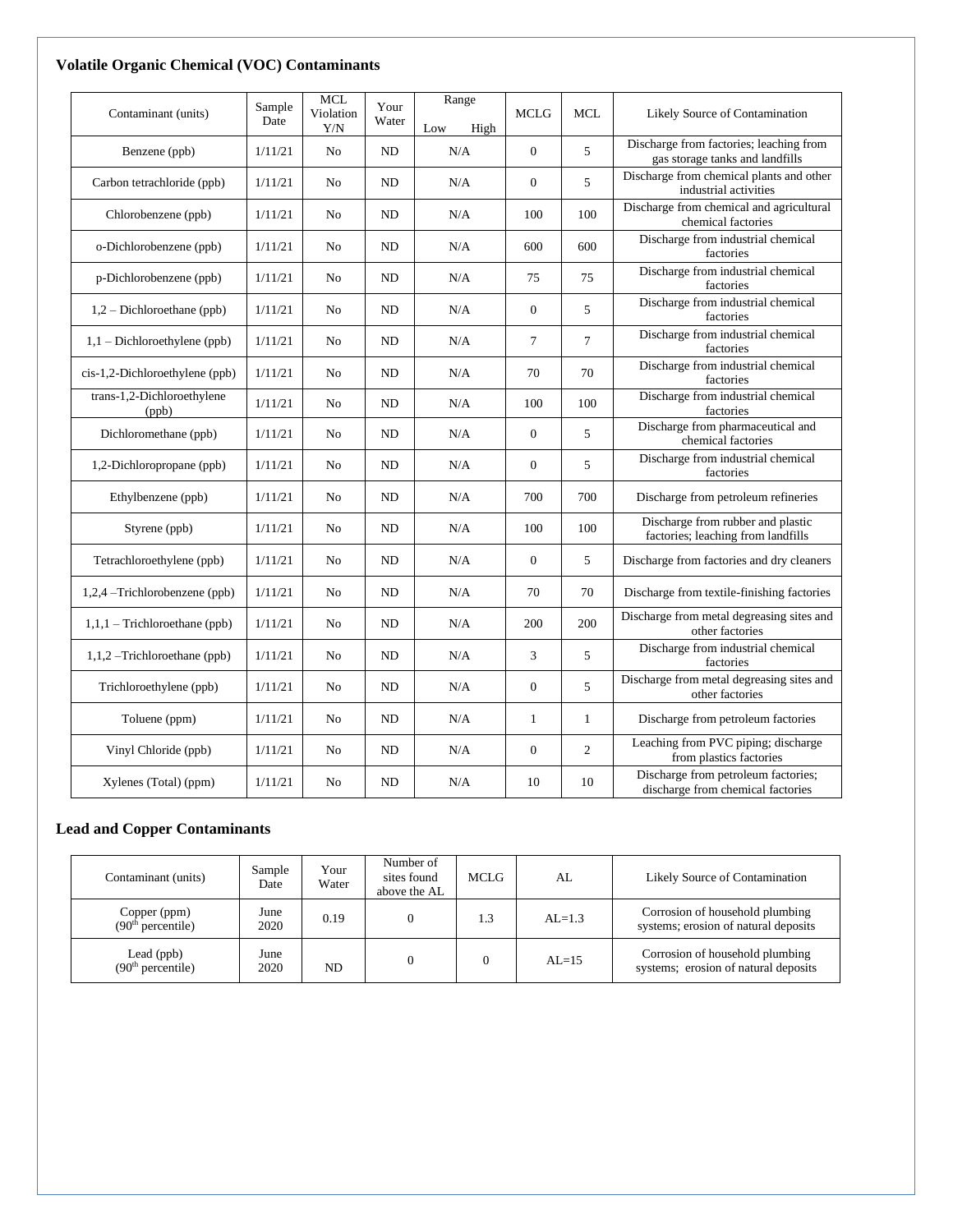## Volatile Organic Chemical (VOC) Contaminants

| Contaminant (units) | Sample Date | MCL Violation Y/N | Your Water | Range Low High | MCLG | MCL | Likely Source of Contamination |
|---|---|---|---|---|---|---|---|
| Benzene (ppb) | 1/11/21 | No | ND | N/A | 0 | 5 | Discharge from factories; leaching from gas storage tanks and landfills |
| Carbon tetrachloride (ppb) | 1/11/21 | No | ND | N/A | 0 | 5 | Discharge from chemical plants and other industrial activities |
| Chlorobenzene (ppb) | 1/11/21 | No | ND | N/A | 100 | 100 | Discharge from chemical and agricultural chemical factories |
| o-Dichlorobenzene (ppb) | 1/11/21 | No | ND | N/A | 600 | 600 | Discharge from industrial chemical factories |
| p-Dichlorobenzene (ppb) | 1/11/21 | No | ND | N/A | 75 | 75 | Discharge from industrial chemical factories |
| 1,2 – Dichloroethane (ppb) | 1/11/21 | No | ND | N/A | 0 | 5 | Discharge from industrial chemical factories |
| 1,1 – Dichloroethylene (ppb) | 1/11/21 | No | ND | N/A | 7 | 7 | Discharge from industrial chemical factories |
| cis-1,2-Dichloroethylene (ppb) | 1/11/21 | No | ND | N/A | 70 | 70 | Discharge from industrial chemical factories |
| trans-1,2-Dichloroethylene (ppb) | 1/11/21 | No | ND | N/A | 100 | 100 | Discharge from industrial chemical factories |
| Dichloromethane (ppb) | 1/11/21 | No | ND | N/A | 0 | 5 | Discharge from pharmaceutical and chemical factories |
| 1,2-Dichloropropane (ppb) | 1/11/21 | No | ND | N/A | 0 | 5 | Discharge from industrial chemical factories |
| Ethylbenzene (ppb) | 1/11/21 | No | ND | N/A | 700 | 700 | Discharge from petroleum refineries |
| Styrene (ppb) | 1/11/21 | No | ND | N/A | 100 | 100 | Discharge from rubber and plastic factories; leaching from landfills |
| Tetrachloroethylene (ppb) | 1/11/21 | No | ND | N/A | 0 | 5 | Discharge from factories and dry cleaners |
| 1,2,4 –Trichlorobenzene (ppb) | 1/11/21 | No | ND | N/A | 70 | 70 | Discharge from textile-finishing factories |
| 1,1,1 – Trichloroethane (ppb) | 1/11/21 | No | ND | N/A | 200 | 200 | Discharge from metal degreasing sites and other factories |
| 1,1,2 –Trichloroethane (ppb) | 1/11/21 | No | ND | N/A | 3 | 5 | Discharge from industrial chemical factories |
| Trichloroethylene (ppb) | 1/11/21 | No | ND | N/A | 0 | 5 | Discharge from metal degreasing sites and other factories |
| Toluene (ppm) | 1/11/21 | No | ND | N/A | 1 | 1 | Discharge from petroleum factories |
| Vinyl Chloride (ppb) | 1/11/21 | No | ND | N/A | 0 | 2 | Leaching from PVC piping; discharge from plastics factories |
| Xylenes (Total) (ppm) | 1/11/21 | No | ND | N/A | 10 | 10 | Discharge from petroleum factories; discharge from chemical factories |

## Lead and Copper Contaminants

| Contaminant (units) | Sample Date | Your Water | Number of sites found above the AL | MCLG | AL | Likely Source of Contamination |
|---|---|---|---|---|---|---|
| Copper (ppm) (90th percentile) | June 2020 | 0.19 | 0 | 1.3 | AL=1.3 | Corrosion of household plumbing systems; erosion of natural deposits |
| Lead (ppb) (90th percentile) | June 2020 | ND | 0 | 0 | AL=15 | Corrosion of household plumbing systems; erosion of natural deposits |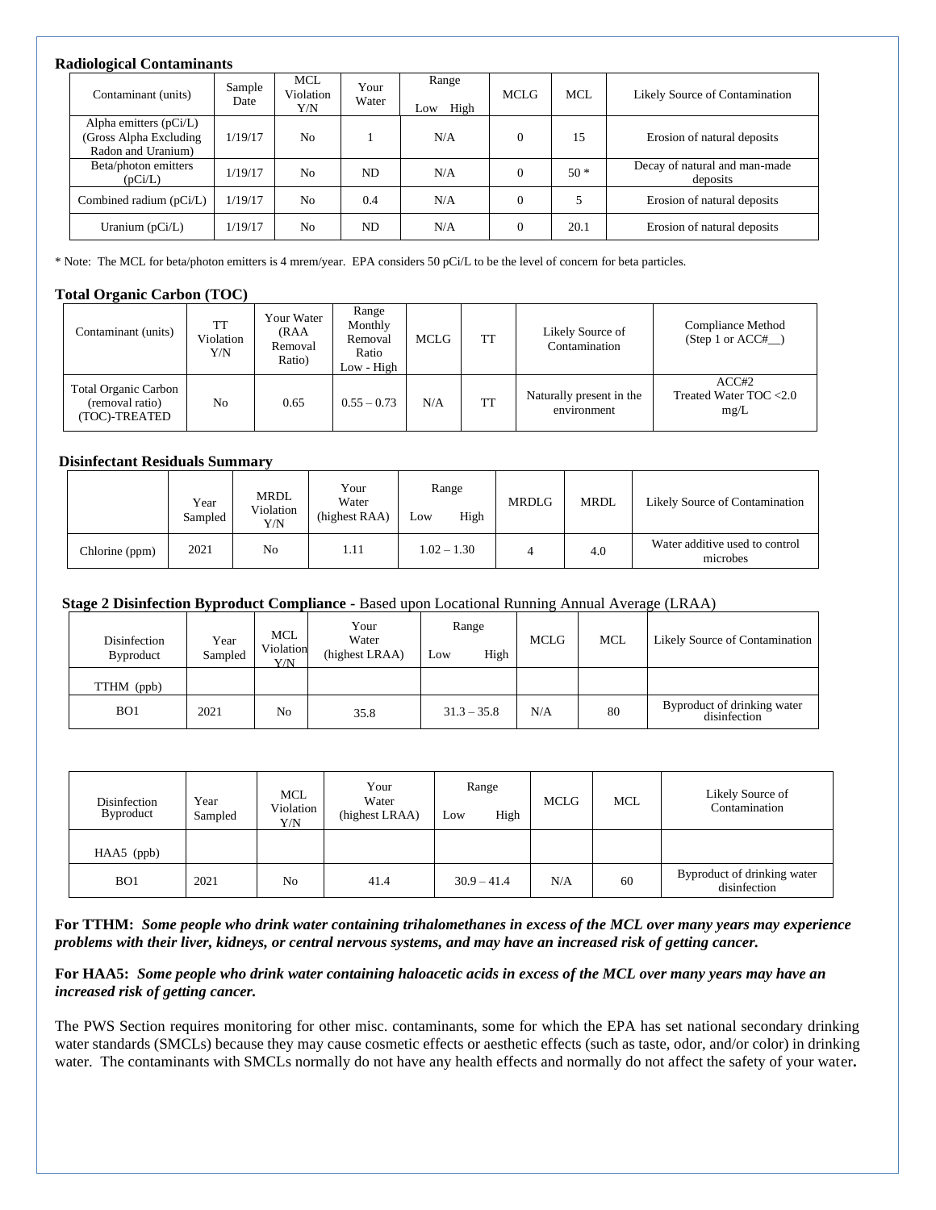**Radiological Contaminants**

| Contaminant (units) | Sample Date | MCL Violation Y/N | Your Water | Range Low High | MCLG | MCL | Likely Source of Contamination |
|---|---|---|---|---|---|---|---|
| Alpha emitters (pCi/L) (Gross Alpha Excluding Radon and Uranium) | 1/19/17 | No | 1 | N/A | 0 | 15 | Erosion of natural deposits |
| Beta/photon emitters (pCi/L) | 1/19/17 | No | ND | N/A | 0 | 50 * | Decay of natural and man-made deposits |
| Combined radium (pCi/L) | 1/19/17 | No | 0.4 | N/A | 0 | 5 | Erosion of natural deposits |
| Uranium (pCi/L) | 1/19/17 | No | ND | N/A | 0 | 20.1 | Erosion of natural deposits |

* Note: The MCL for beta/photon emitters is 4 mrem/year. EPA considers 50 pCi/L to be the level of concern for beta particles.

**Total Organic Carbon (TOC)**

| Contaminant (units) | TT Violation Y/N | Your Water (RAA Removal Ratio) | Range Monthly Removal Ratio Low - High | MCLG | TT | Likely Source of Contamination | Compliance Method (Step 1 or ACC#__) |
|---|---|---|---|---|---|---|---|
| Total Organic Carbon (removal ratio) (TOC)-TREATED | No | 0.65 | 0.55 – 0.73 | N/A | TT | Naturally present in the environment | ACC#2 Treated Water TOC <2.0 mg/L |

**Disinfectant Residuals Summary**

| | Year Sampled | MRDL Violation Y/N | Your Water (highest RAA) | Range Low High | MRDLG | MRDL | Likely Source of Contamination |
|---|---|---|---|---|---|---|---|
| Chlorine (ppm) | 2021 | No | 1.11 | 1.02 – 1.30 | 4 | 4.0 | Water additive used to control microbes |

**Stage 2 Disinfection Byproduct Compliance -** Based upon Locational Running Annual Average (LRAA)

| Disinfection Byproduct | Year Sampled | MCL Violation Y/N | Your Water (highest LRAA) | Range Low High | MCLG | MCL | Likely Source of Contamination |
|---|---|---|---|---|---|---|---|
| TTHM (ppb) | | | | | | | |
| BO1 | 2021 | No | 35.8 | 31.3 – 35.8 | N/A | 80 | Byproduct of drinking water disinfection |

| Disinfection Byproduct | Year Sampled | MCL Violation Y/N | Your Water (highest LRAA) | Range Low High | MCLG | MCL | Likely Source of Contamination |
|---|---|---|---|---|---|---|---|
| HAA5 (ppb) | | | | | | | |
| BO1 | 2021 | No | 41.4 | 30.9 – 41.4 | N/A | 60 | Byproduct of drinking water disinfection |

**For TTHM:** ***Some people who drink water containing trihalomethanes in excess of the MCL over many years may experience problems with their liver, kidneys, or central nervous systems, and may have an increased risk of getting cancer.***

**For HAA5:** ***Some people who drink water containing haloacetic acids in excess of the MCL over many years may have an increased risk of getting cancer.***

The PWS Section requires monitoring for other misc. contaminants, some for which the EPA has set national secondary drinking water standards (SMCLs) because they may cause cosmetic effects or aesthetic effects (such as taste, odor, and/or color) in drinking water. The contaminants with SMCLs normally do not have any health effects and normally do not affect the safety of your water**.**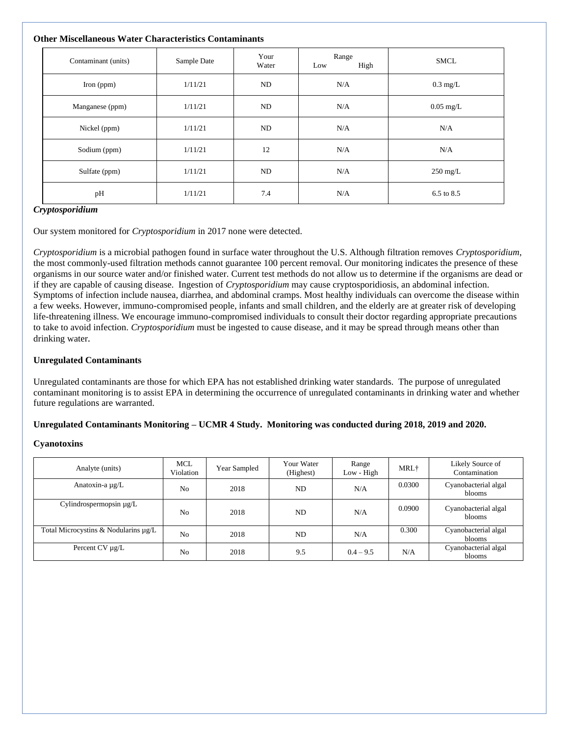**Other Miscellaneous Water Characteristics Contaminants**

| Contaminant (units) | Sample Date | Your Water | Range Low High | SMCL |
|---|---|---|---|---|
| Iron (ppm) | 1/11/21 | ND | N/A | 0.3 mg/L |
| Manganese (ppm) | 1/11/21 | ND | N/A | 0.05 mg/L |
| Nickel (ppm) | 1/11/21 | ND | N/A | N/A |
| Sodium (ppm) | 1/11/21 | 12 | N/A | N/A |
| Sulfate (ppm) | 1/11/21 | ND | N/A | 250 mg/L |
| pH | 1/11/21 | 7.4 | N/A | 6.5 to 8.5 |

***Cryptosporidium***

Our system monitored for *Cryptosporidium* in 2017 none were detected.

*Cryptosporidium* is a microbial pathogen found in surface water throughout the U.S. Although filtration removes *Cryptosporidium*, the most commonly-used filtration methods cannot guarantee 100 percent removal. Our monitoring indicates the presence of these organisms in our source water and/or finished water. Current test methods do not allow us to determine if the organisms are dead or if they are capable of causing disease. Ingestion of *Cryptosporidium* may cause cryptosporidiosis, an abdominal infection. Symptoms of infection include nausea, diarrhea, and abdominal cramps. Most healthy individuals can overcome the disease within a few weeks. However, immuno-compromised people, infants and small children, and the elderly are at greater risk of developing life-threatening illness. We encourage immuno-compromised individuals to consult their doctor regarding appropriate precautions to take to avoid infection. *Cryptosporidium* must be ingested to cause disease, and it may be spread through means other than drinking water.

**Unregulated Contaminants**

Unregulated contaminants are those for which EPA has not established drinking water standards. The purpose of unregulated contaminant monitoring is to assist EPA in determining the occurrence of unregulated contaminants in drinking water and whether future regulations are warranted.

**Unregulated Contaminants Monitoring – UCMR 4 Study. Monitoring was conducted during 2018, 2019 and 2020.**

**Cyanotoxins**

| Analyte (units) | MCL Violation | Year Sampled | Your Water (Highest) | Range Low - High | MRL† | Likely Source of Contamination |
|---|---|---|---|---|---|---|
| Anatoxin-a µg/L | No | 2018 | ND | N/A | 0.0300 | Cyanobacterial algal blooms |
| Cylindrospermopsin µg/L | No | 2018 | ND | N/A | 0.0900 | Cyanobacterial algal blooms |
| Total Microcystins & Nodularins µg/L | No | 2018 | ND | N/A | 0.300 | Cyanobacterial algal blooms |
| Percent CV µg/L | No | 2018 | 9.5 | 0.4 – 9.5 | N/A | Cyanobacterial algal blooms |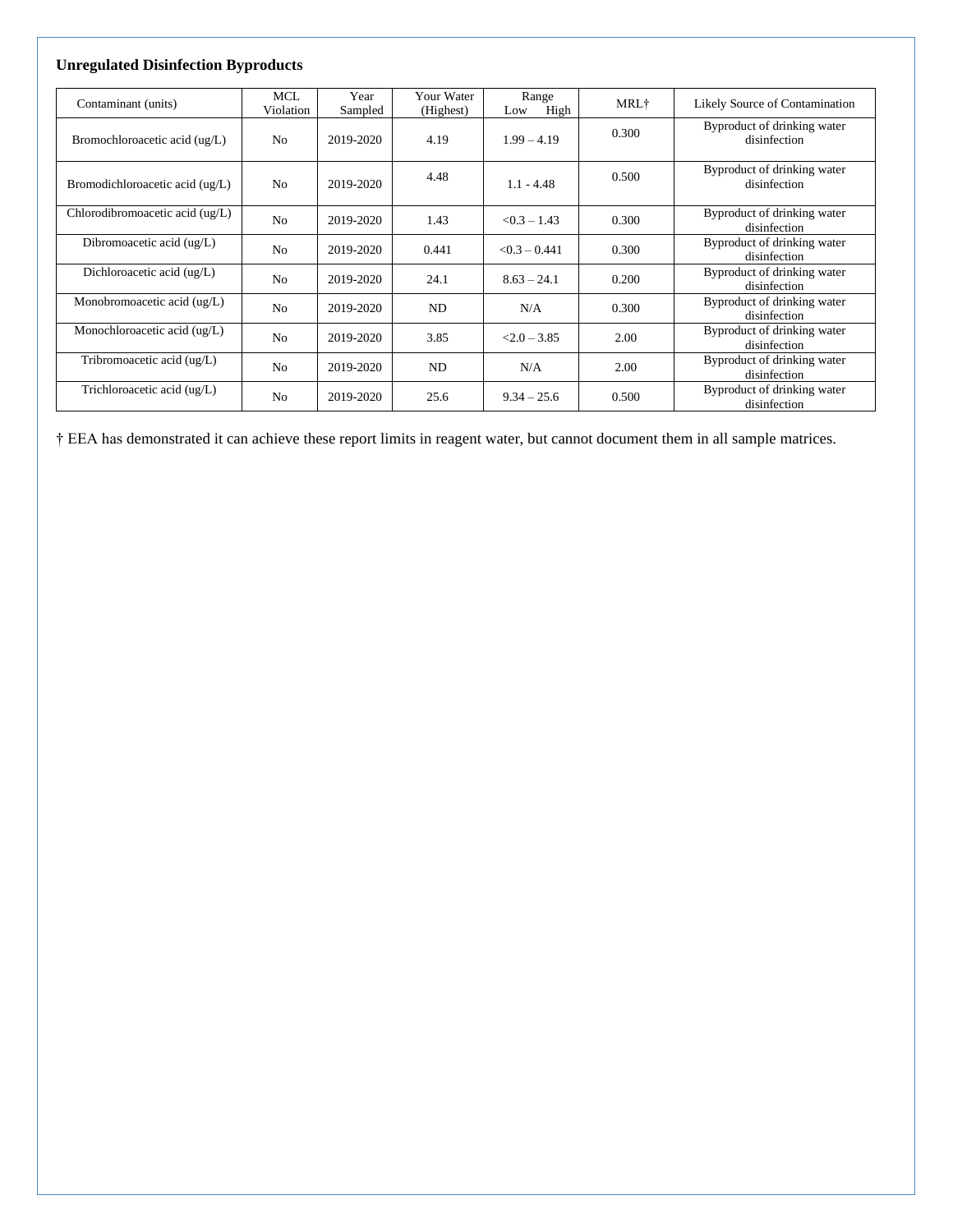**Unregulated Disinfection Byproducts**

| Contaminant (units) | MCL Violation | Year Sampled | Your Water (Highest) | Range Low High | MRL† | Likely Source of Contamination |
|---|---|---|---|---|---|---|
| Bromochloroacetic acid (ug/L) | No | 2019-2020 | 4.19 | 1.99 – 4.19 | 0.300 | Byproduct of drinking water disinfection |
| Bromodichloroacetic acid (ug/L) | No | 2019-2020 | 4.48 | 1.1 - 4.48 | 0.500 | Byproduct of drinking water disinfection |
| Chlorodibromoacetic acid (ug/L) | No | 2019-2020 | 1.43 | <0.3 – 1.43 | 0.300 | Byproduct of drinking water disinfection |
| Dibromoacetic acid (ug/L) | No | 2019-2020 | 0.441 | <0.3 – 0.441 | 0.300 | Byproduct of drinking water disinfection |
| Dichloroacetic acid (ug/L) | No | 2019-2020 | 24.1 | 8.63 – 24.1 | 0.200 | Byproduct of drinking water disinfection |
| Monobromoacetic acid (ug/L) | No | 2019-2020 | ND | N/A | 0.300 | Byproduct of drinking water disinfection |
| Monochloroacetic acid (ug/L) | No | 2019-2020 | 3.85 | <2.0 – 3.85 | 2.00 | Byproduct of drinking water disinfection |
| Tribromoacetic acid (ug/L) | No | 2019-2020 | ND | N/A | 2.00 | Byproduct of drinking water disinfection |
| Trichloroacetic acid (ug/L) | No | 2019-2020 | 25.6 | 9.34 – 25.6 | 0.500 | Byproduct of drinking water disinfection |

† EEA has demonstrated it can achieve these report limits in reagent water, but cannot document them in all sample matrices.